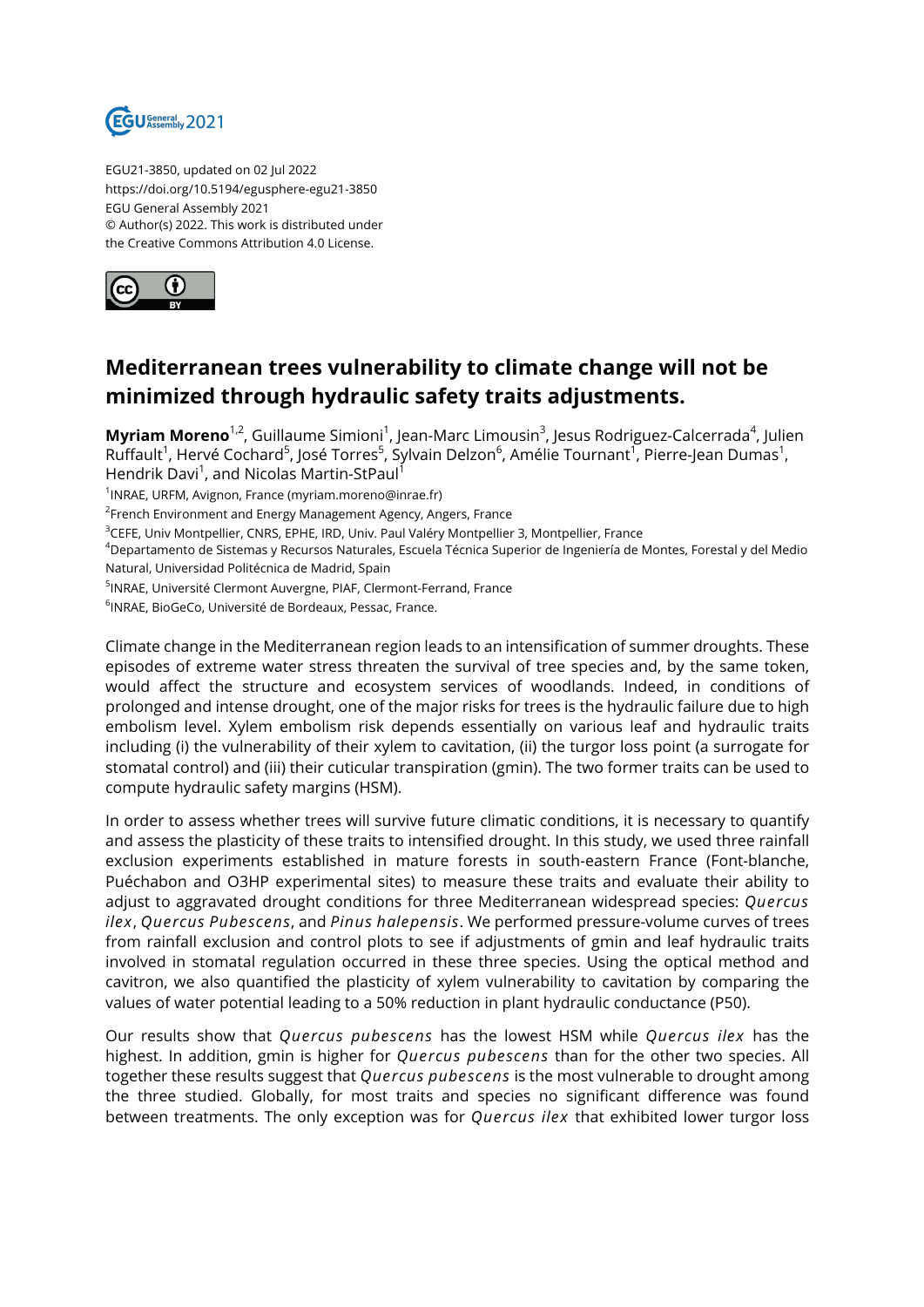EGU21-3850, updated on 02 Jul 2022
https://doi.org/10.5194/egusphere-egu21-3850
EGU General Assembly 2021
© Author(s) 2022. This work is distributed under
the Creative Commons Attribution 4.0 License.

# Mediterranean trees vulnerability to climate change will not be minimized through hydraulic safety traits adjustments.

**Myriam Moreno**[1,2], Guillaume Simioni[1], Jean-Marc Limousin[3], Jesus Rodriguez-Calcerrada[4], Julien Ruffault[1], Hervé Cochard[5], José Torres[5], Sylvain Delzon[6], Amélie Tournant[1], Pierre-Jean Dumas[1], Hendrik Davi[1], and Nicolas Martin-StPaul[1]

[1]INRAE, URFM, Avignon, France (myriam.moreno@inrae.fr)
[2]French Environment and Energy Management Agency, Angers, France
[3]CEFE, Univ Montpellier, CNRS, EPHE, IRD, Univ. Paul Valéry Montpellier 3, Montpellier, France
[4]Departamento de Sistemas y Recursos Naturales, Escuela Técnica Superior de Ingeniería de Montes, Forestal y del Medio Natural, Universidad Politécnica de Madrid, Spain
[5]INRAE, Université Clermont Auvergne, PIAF, Clermont-Ferrand, France
[6]INRAE, BioGeCo, Université de Bordeaux, Pessac, France.

Climate change in the Mediterranean region leads to an intensification of summer droughts. These episodes of extreme water stress threaten the survival of tree species and, by the same token, would affect the structure and ecosystem services of woodlands. Indeed, in conditions of prolonged and intense drought, one of the major risks for trees is the hydraulic failure due to high embolism level. Xylem embolism risk depends essentially on various leaf and hydraulic traits including (i) the vulnerability of their xylem to cavitation, (ii) the turgor loss point (a surrogate for stomatal control) and (iii) their cuticular transpiration (gmin). The two former traits can be used to compute hydraulic safety margins (HSM).

In order to assess whether trees will survive future climatic conditions, it is necessary to quantify and assess the plasticity of these traits to intensified drought. In this study, we used three rainfall exclusion experiments established in mature forests in south-eastern France (Font-blanche, Puéchabon and O3HP experimental sites) to measure these traits and evaluate their ability to adjust to aggravated drought conditions for three Mediterranean widespread species: *Quercus ilex*, *Quercus Pubescens*, and *Pinus halepensis*. We performed pressure-volume curves of trees from rainfall exclusion and control plots to see if adjustments of gmin and leaf hydraulic traits involved in stomatal regulation occurred in these three species. Using the optical method and cavitron, we also quantified the plasticity of xylem vulnerability to cavitation by comparing the values of water potential leading to a 50% reduction in plant hydraulic conductance (P50).

Our results show that *Quercus pubescens* has the lowest HSM while *Quercus ilex* has the highest. In addition, gmin is higher for *Quercus pubescens* than for the other two species. All together these results suggest that *Quercus pubescens* is the most vulnerable to drought among the three studied. Globally, for most traits and species no significant difference was found between treatments. The only exception was for *Quercus ilex* that exhibited lower turgor loss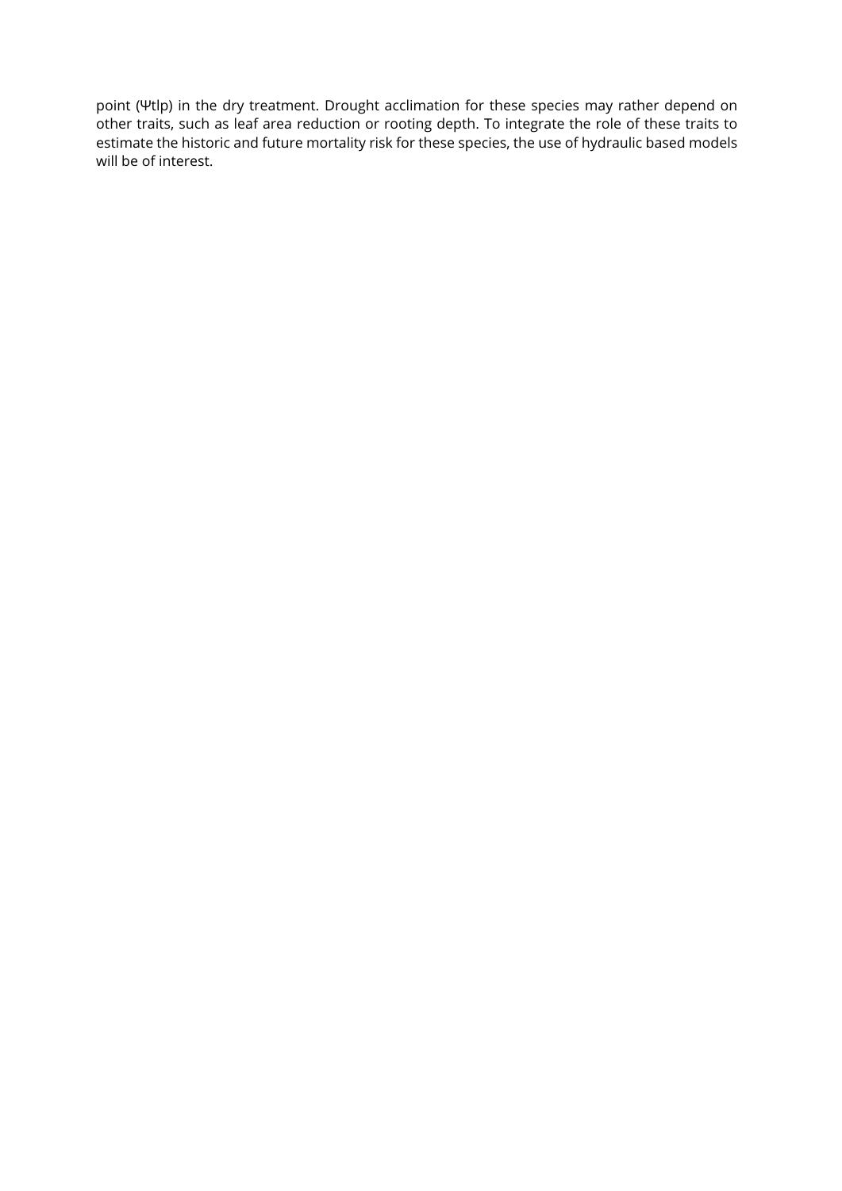point ($\Psi_{tlp}$) in the dry treatment. Drought acclimation for these species may rather depend on other traits, such as leaf area reduction or rooting depth. To integrate the role of these traits to estimate the historic and future mortality risk for these species, the use of hydraulic based models will be of interest.